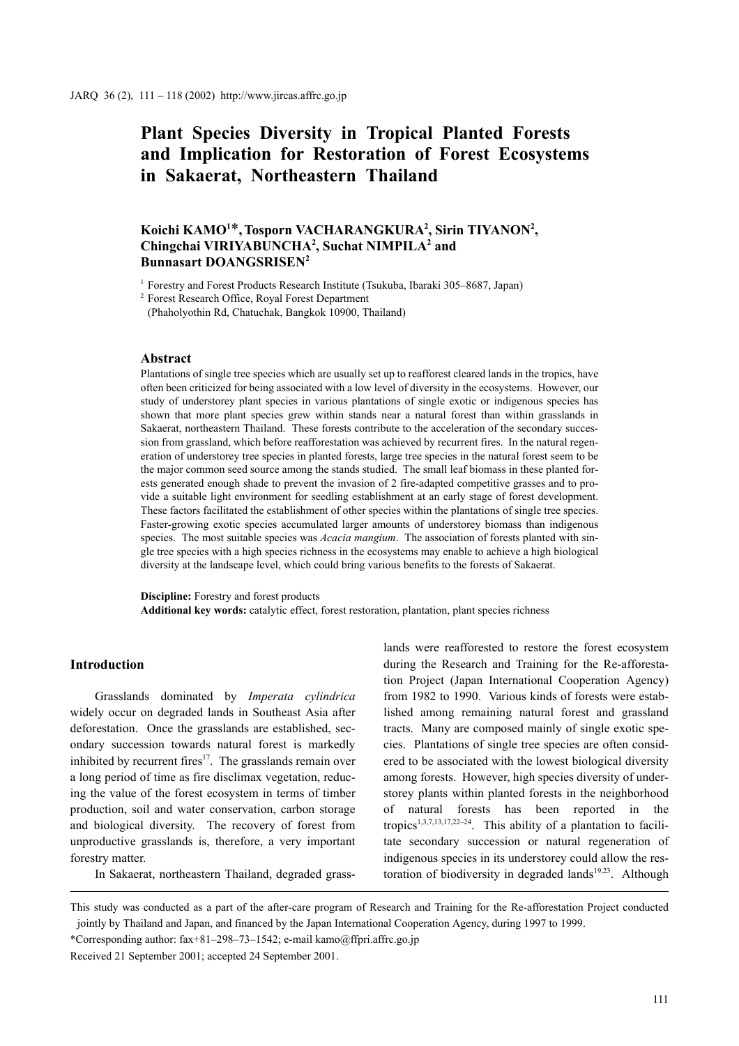# Plant Species Diversity in Tropical Planted Forests and Implication for Restoration of Forest Ecosystems in Sakaerat, Northeastern Thailand

**Koichi KAMO[1]\*, Tosporn VACHARANGKURA[2], Sirin TIYANON[2], Chingchai VIRIYABUNCHA[2], Suchat NIMPILA[2] and Bunnasart DOANGSRISEN[2]**

[1] Forestry and Forest Products Research Institute (Tsukuba, Ibaraki 305–8687, Japan)

[2] Forest Research Office, Royal Forest Department (Phaholyothin Rd, Chatuchak, Bangkok 10900, Thailand)

## Abstract

Plantations of single tree species which are usually set up to reafforest cleared lands in the tropics, have often been criticized for being associated with a low level of diversity in the ecosystems. However, our study of understorey plant species in various plantations of single exotic or indigenous species has shown that more plant species grew within stands near a natural forest than within grasslands in Sakaerat, northeastern Thailand. These forests contribute to the acceleration of the secondary succession from grassland, which before reafforestation was achieved by recurrent fires. In the natural regeneration of understorey tree species in planted forests, large tree species in the natural forest seem to be the major common seed source among the stands studied. The small leaf biomass in these planted forests generated enough shade to prevent the invasion of 2 fire-adapted competitive grasses and to provide a suitable light environment for seedling establishment at an early stage of forest development. These factors facilitated the establishment of other species within the plantations of single tree species. Faster-growing exotic species accumulated larger amounts of understorey biomass than indigenous species. The most suitable species was *Acacia mangium*. The association of forests planted with single tree species with a high species richness in the ecosystems may enable to achieve a high biological diversity at the landscape level, which could bring various benefits to the forests of Sakaerat.

**Discipline:** Forestry and forest products
**Additional key words:** catalytic effect, forest restoration, plantation, plant species richness

## Introduction

Grasslands dominated by *Imperata cylindrica* widely occur on degraded lands in Southeast Asia after deforestation. Once the grasslands are established, secondary succession towards natural forest is markedly inhibited by recurrent fires[17]. The grasslands remain over a long period of time as fire disclimax vegetation, reducing the value of the forest ecosystem in terms of timber production, soil and water conservation, carbon storage and biological diversity. The recovery of forest from unproductive grasslands is, therefore, a very important forestry matter.

In Sakaerat, northeastern Thailand, degraded grasslands were reafforested to restore the forest ecosystem during the Research and Training for the Re-afforestation Project (Japan International Cooperation Agency) from 1982 to 1990. Various kinds of forests were established among remaining natural forest and grassland tracts. Many are composed mainly of single exotic species. Plantations of single tree species are often considered to be associated with the lowest biological diversity among forests. However, high species diversity of understorey plants within planted forests in the neighborhood of natural forests has been reported in the tropics[1,3,7,13,17,22–24]. This ability of a plantation to facilitate secondary succession or natural regeneration of indigenous species in its understorey could allow the restoration of biodiversity in degraded lands[19,23]. Although

This study was conducted as a part of the after-care program of Research and Training for the Re-afforestation Project conducted jointly by Thailand and Japan, and financed by the Japan International Cooperation Agency, during 1997 to 1999.

\*Corresponding author: fax+81–298–73–1542; e-mail kamo@ffpri.affrc.go.jp

Received 21 September 2001; accepted 24 September 2001.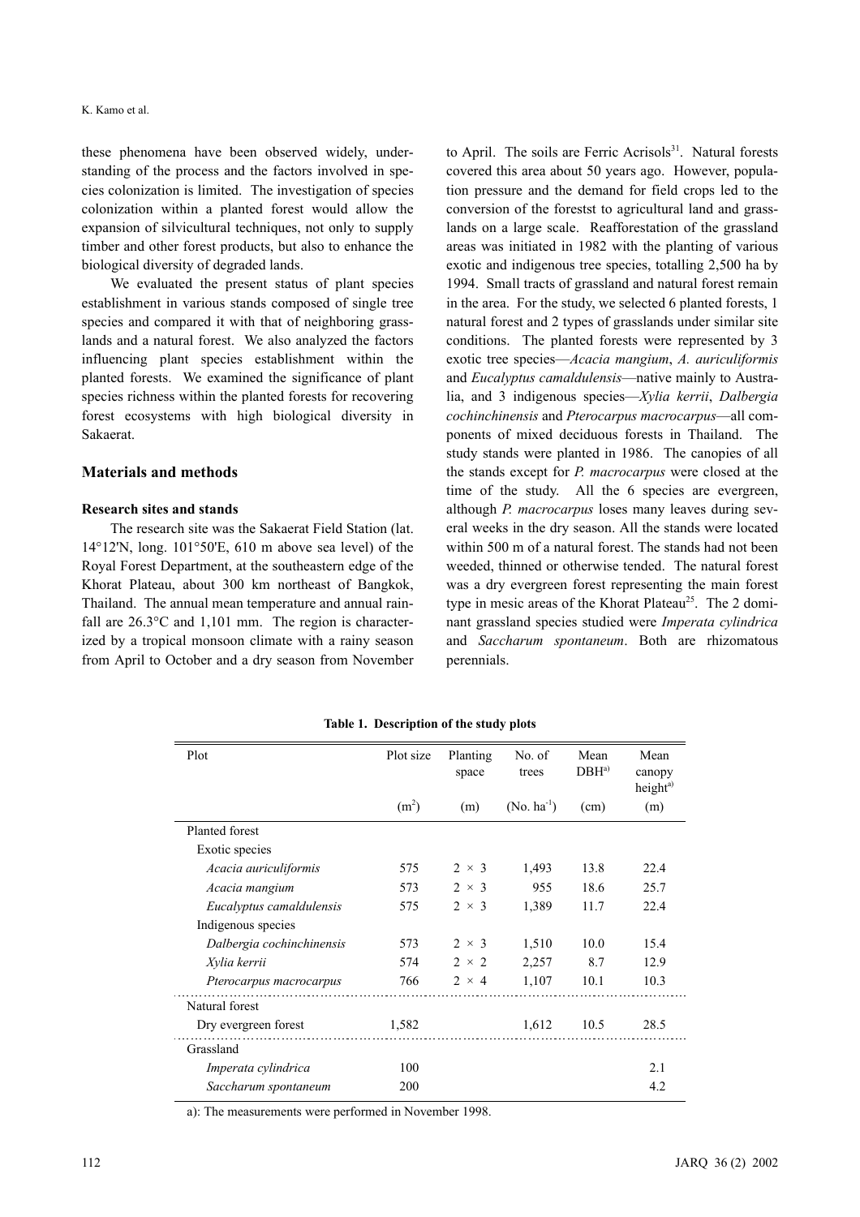these phenomena have been observed widely, understanding of the process and the factors involved in species colonization is limited. The investigation of species colonization within a planted forest would allow the expansion of silvicultural techniques, not only to supply timber and other forest products, but also to enhance the biological diversity of degraded lands.

We evaluated the present status of plant species establishment in various stands composed of single tree species and compared it with that of neighboring grasslands and a natural forest. We also analyzed the factors influencing plant species establishment within the planted forests. We examined the significance of plant species richness within the planted forests for recovering forest ecosystems with high biological diversity in Sakaerat.

## Materials and methods

### Research sites and stands

The research site was the Sakaerat Field Station (lat. 14°12'N, long. 101°50'E, 610 m above sea level) of the Royal Forest Department, at the southeastern edge of the Khorat Plateau, about 300 km northeast of Bangkok, Thailand. The annual mean temperature and annual rainfall are 26.3°C and 1,101 mm. The region is characterized by a tropical monsoon climate with a rainy season from April to October and a dry season from November to April. The soils are Ferric Acrisols[31]. Natural forests covered this area about 50 years ago. However, population pressure and the demand for field crops led to the conversion of the foreststs to agricultural land and grasslands on a large scale. Reafforestation of the grassland areas was initiated in 1982 with the planting of various exotic and indigenous tree species, totalling 2,500 ha by 1994. Small tracts of grassland and natural forest remain in the area. For the study, we selected 6 planted forests, 1 natural forest and 2 types of grasslands under similar site conditions. The planted forests were represented by 3 exotic tree species—*Acacia mangium*, *A. auriculiformis* and *Eucalyptus camaldulensis*—native mainly to Australia, and 3 indigenous species—*Xylia kerrii*, *Dalbergia cochinchinensis* and *Pterocarpus macrocarpus*—all components of mixed deciduous forests in Thailand. The study stands were planted in 1986. The canopies of all the stands except for *P. macrocarpus* were closed at the time of the study. All the 6 species are evergreen, although *P. macrocarpus* loses many leaves during several weeks in the dry season. All the stands were located within 500 m of a natural forest. The stands had not been weeded, thinned or otherwise tended. The natural forest was a dry evergreen forest representing the main forest type in mesic areas of the Khorat Plateau[25]. The 2 dominant grassland species studied were *Imperata cylindrica* and *Saccharum spontaneum*. Both are rhizomatous perennials.

**Table 1. Description of the study plots**

| Plot | Plot size ($m^2$) | Planting space (m) | No. of trees ($No. ha^{-1}$) | Mean DBH[a)] (cm) | Mean canopy height[a)] (m) |
|---|---|---|---|---|---|
| Planted forest | | | | | |
| Exotic species | | | | | |
| *Acacia auriculiformis* | 575 | 2 × 3 | 1,493 | 13.8 | 22.4 |
| *Acacia mangium* | 573 | 2 × 3 | 955 | 18.6 | 25.7 |
| *Eucalyptus camaldulensis* | 575 | 2 × 3 | 1,389 | 11.7 | 22.4 |
| Indigenous species | | | | | |
| *Dalbergia cochinchinensis* | 573 | 2 × 3 | 1,510 | 10.0 | 15.4 |
| *Xylia kerrii* | 574 | 2 × 2 | 2,257 | 8.7 | 12.9 |
| *Pterocarpus macrocarpus* | 766 | 2 × 4 | 1,107 | 10.1 | 10.3 |
| Natural forest | | | | | |
| Dry evergreen forest | 1,582 | | 1,612 | 10.5 | 28.5 |
| Grassland | | | | | |
| *Imperata cylindrica* | 100 | | | | 2.1 |
| *Saccharum spontaneum* | 200 | | | | 4.2 |

a): The measurements were performed in November 1998.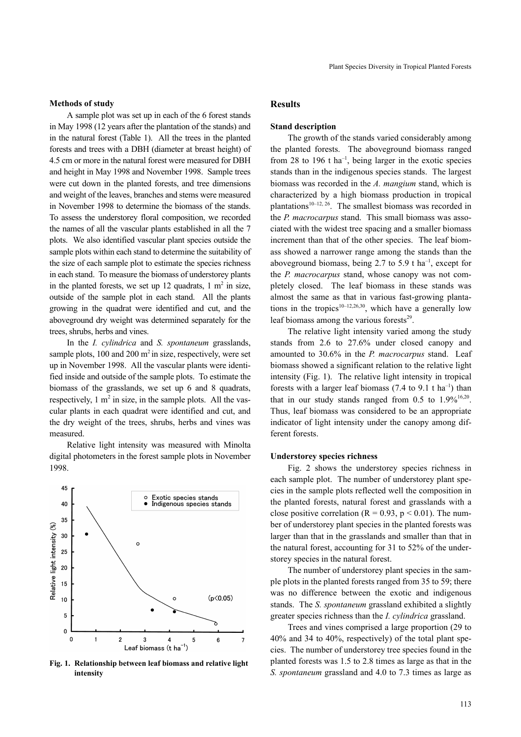### Methods of study

A sample plot was set up in each of the 6 forest stands in May 1998 (12 years after the plantation of the stands) and in the natural forest (Table 1). All the trees in the planted forests and trees with a DBH (diameter at breast height) of 4.5 cm or more in the natural forest were measured for DBH and height in May 1998 and November 1998. Sample trees were cut down in the planted forests, and tree dimensions and weight of the leaves, branches and stems were measured in November 1998 to determine the biomass of the stands. To assess the understorey floral composition, we recorded the names of all the vascular plants established in all the 7 plots. We also identified vascular plant species outside the sample plots within each stand to determine the suitability of the size of each sample plot to estimate the species richness in each stand. To measure the biomass of understorey plants in the planted forests, we set up 12 quadrats, 1 $m^2$ in size, outside of the sample plot in each stand. All the plants growing in the quadrat were identified and cut, and the aboveground dry weight was determined separately for the trees, shrubs, herbs and vines.

In the *I. cylindrica* and *S. spontaneum* grasslands, sample plots, 100 and 200 $m^2$ in size, respectively, were set up in November 1998. All the vascular plants were identified inside and outside of the sample plots. To estimate the biomass of the grasslands, we set up 6 and 8 quadrats, respectively, 1 $m^2$ in size, in the sample plots. All the vascular plants in each quadrat were identified and cut, and the dry weight of the trees, shrubs, herbs and vines was measured.

Relative light intensity was measured with Minolta digital photometers in the forest sample plots in November 1998.

**Fig. 1. Relationship between leaf biomass and relative light intensity**

## Results

### Stand description

The growth of the stands varied considerably among the planted forests. The aboveground biomass ranged from 28 to 196 t $ha^{-1}$, being larger in the exotic species stands than in the indigenous species stands. The largest biomass was recorded in the *A. mangium* stand, which is characterized by a high biomass production in tropical plantations[10–12, 26]. The smallest biomass was recorded in the *P. macrocarpus* stand. This small biomass was associated with the widest tree spacing and a smaller biomass increment than that of the other species. The leaf biomass showed a narrower range among the stands than the aboveground biomass, being 2.7 to 5.9 t $ha^{-1}$, except for the *P. macrocarpus* stand, whose canopy was not completely closed. The leaf biomass in these stands was almost the same as that in various fast-growing plantations in the tropics[10–12,26,30], which have a generally low leaf biomass among the various forests[29].

The relative light intensity varied among the study stands from 2.6 to 27.6% under closed canopy and amounted to 30.6% in the *P. macrocarpus* stand. Leaf biomass showed a significant relation to the relative light intensity (Fig. 1). The relative light intensity in tropical forests with a larger leaf biomass (7.4 to 9.1 t $ha^{-1}$) than that in our study stands ranged from 0.5 to 1.9%[16,20]. Thus, leaf biomass was considered to be an appropriate indicator of light intensity under the canopy among different forests.

### Understorey species richness

Fig. 2 shows the understorey species richness in each sample plot. The number of understorey plant species in the sample plots reflected well the composition in the planted forests, natural forest and grasslands with a close positive correlation ($R = 0.93$, $p < 0.01$). The number of understorey plant species in the planted forests was larger than that in the grasslands and smaller than that in the natural forest, accounting for 31 to 52% of the understorey species in the natural forest.

The number of understorey plant species in the sample plots in the planted forests ranged from 35 to 59; there was no difference between the exotic and indigenous stands. The *S. spontaneum* grassland exhibited a slightly greater species richness than the *I. cylindrica* grassland.

Trees and vines comprised a large proportion (29 to 40% and 34 to 40%, respectively) of the total plant species. The number of understorey tree species found in the planted forests was 1.5 to 2.8 times as large as that in the *S. spontaneum* grassland and 4.0 to 7.3 times as large as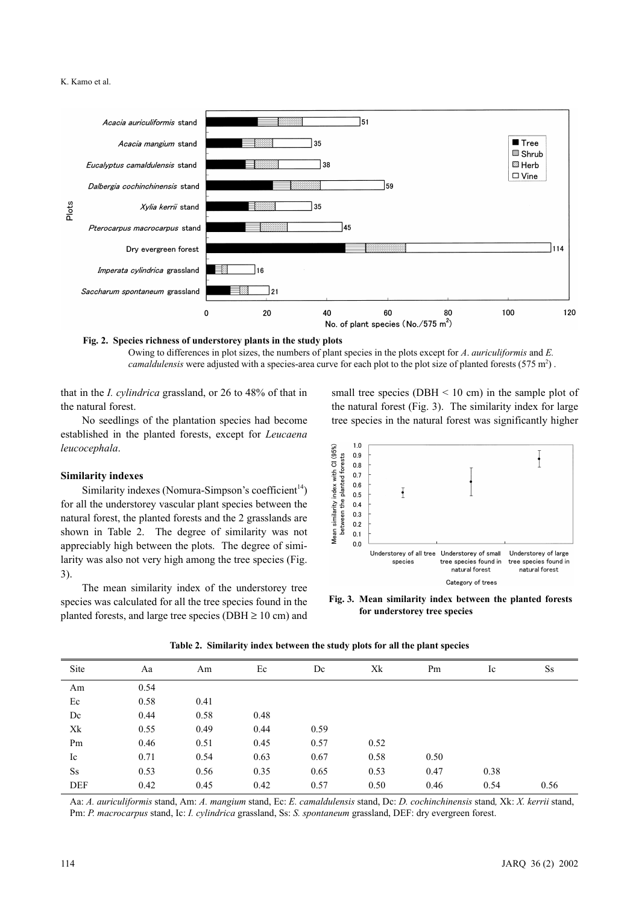**Fig. 2. Species richness of understorey plants in the study plots**

Owing to differences in plot sizes, the numbers of plant species in the plots except for *A. auriculiformis* and *E. camaldulensis* were adjusted with a species-area curve for each plot to the plot size of planted forests (575 m$^2$) .

that in the *I. cylindrica* grassland, or 26 to 48% of that in the natural forest.

No seedlings of the plantation species had become established in the planted forests, except for *Leucaena leucocephala*.

### Similarity indexes

Similarity indexes (Nomura-Simpson's coefficient[14]) for all the understorey vascular plant species between the natural forest, the planted forests and the 2 grasslands are shown in Table 2. The degree of similarity was not appreciably high between the plots. The degree of similarity was also not very high among the tree species (Fig. 3).

The mean similarity index of the understorey tree species was calculated for all the tree species found in the planted forests, and large tree species (DBH ≥ 10 cm) and small tree species (DBH < 10 cm) in the sample plot of the natural forest (Fig. 3). The similarity index for large tree species in the natural forest was significantly higher

**Fig. 3. Mean similarity index between the planted forests for understorey tree species**

**Table 2. Similarity index between the study plots for all the plant species**

| Site | Aa | Am | Ec | Dc | Xk | Pm | Ic | Ss |
|---|---|---|---|---|---|---|---|---|
| Am | 0.54 | | | | | | | |
| Ec | 0.58 | 0.41 | | | | | | |
| Dc | 0.44 | 0.58 | 0.48 | | | | | |
| Xk | 0.55 | 0.49 | 0.44 | 0.59 | | | | |
| Pm | 0.46 | 0.51 | 0.45 | 0.57 | 0.52 | | | |
| Ic | 0.71 | 0.54 | 0.63 | 0.67 | 0.58 | 0.50 | | |
| Ss | 0.53 | 0.56 | 0.35 | 0.65 | 0.53 | 0.47 | 0.38 | |
| DEF | 0.42 | 0.45 | 0.42 | 0.57 | 0.50 | 0.46 | 0.54 | 0.56 |

Aa: *A. auriculiformis* stand, Am: *A. mangium* stand, Ec: *E. camaldulensis* stand, Dc: *D. cochinchinensis* stand, Xk: *X. kerrii* stand, Pm: *P. macrocarpus* stand, Ic: *I. cylindrica* grassland, Ss: *S. spontaneum* grassland, DEF: dry evergreen forest.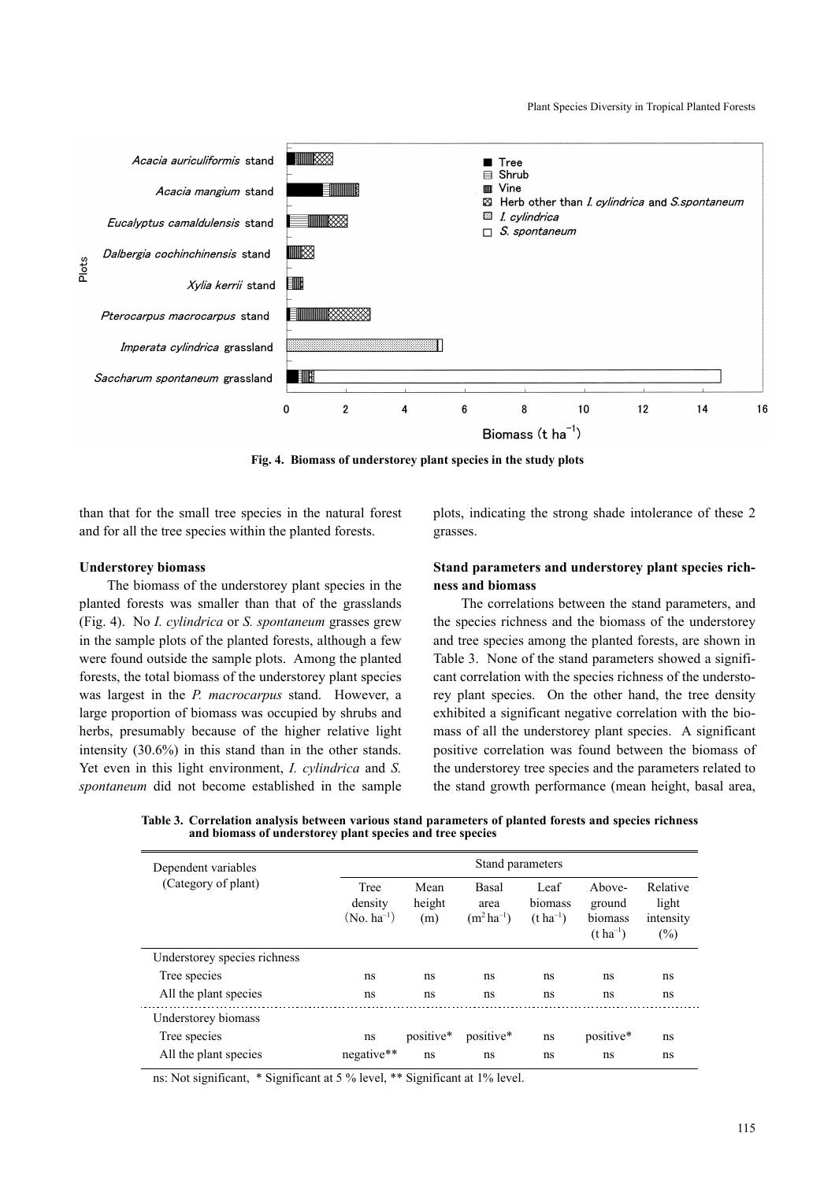Fig. 4. Biomass of understorey plant species in the study plots

than that for the small tree species in the natural forest and for all the tree species within the planted forests.

### Understorey biomass

The biomass of the understorey plant species in the planted forests was smaller than that of the grasslands (Fig. 4). No *I. cylindrica* or *S. spontaneum* grasses grew in the sample plots of the planted forests, although a few were found outside the sample plots. Among the planted forests, the total biomass of the understorey plant species was largest in the *P. macrocarpus* stand. However, a large proportion of biomass was occupied by shrubs and herbs, presumably because of the higher relative light intensity (30.6%) in this stand than in the other stands. Yet even in this light environment, *I. cylindrica* and *S. spontaneum* did not become established in the sample plots, indicating the strong shade intolerance of these 2 grasses.

### Stand parameters and understorey plant species richness and biomass

The correlations between the stand parameters, and the species richness and the biomass of the understorey and tree species among the planted forests, are shown in Table 3. None of the stand parameters showed a significant correlation with the species richness of the understorey plant species. On the other hand, the tree density exhibited a significant negative correlation with the biomass of all the understorey plant species. A significant positive correlation was found between the biomass of the understorey tree species and the parameters related to the stand growth performance (mean height, basal area,

**Table 3. Correlation analysis between various stand parameters of planted forests and species richness and biomass of understorey plant species and tree species**

| Dependent variables (Category of plant) | Stand parameters | | | | | |
|---|---|---|---|---|---|---|
| | Tree density (No. $ha^{-1}$) | Mean height (m) | Basal area ($m^2 ha^{-1}$) | Leaf biomass (t $ha^{-1}$) | Above-ground biomass (t $ha^{-1}$) | Relative light intensity (%) |
| Understorey species richness | | | | | | |
| Tree species | ns | ns | ns | ns | ns | ns |
| All the plant species | ns | ns | ns | ns | ns | ns |
| Understorey biomass | | | | | | |
| Tree species | ns | positive* | positive* | ns | positive* | ns |
| All the plant species | negative** | ns | ns | ns | ns | ns |

ns: Not significant, * Significant at 5 % level, ** Significant at 1% level.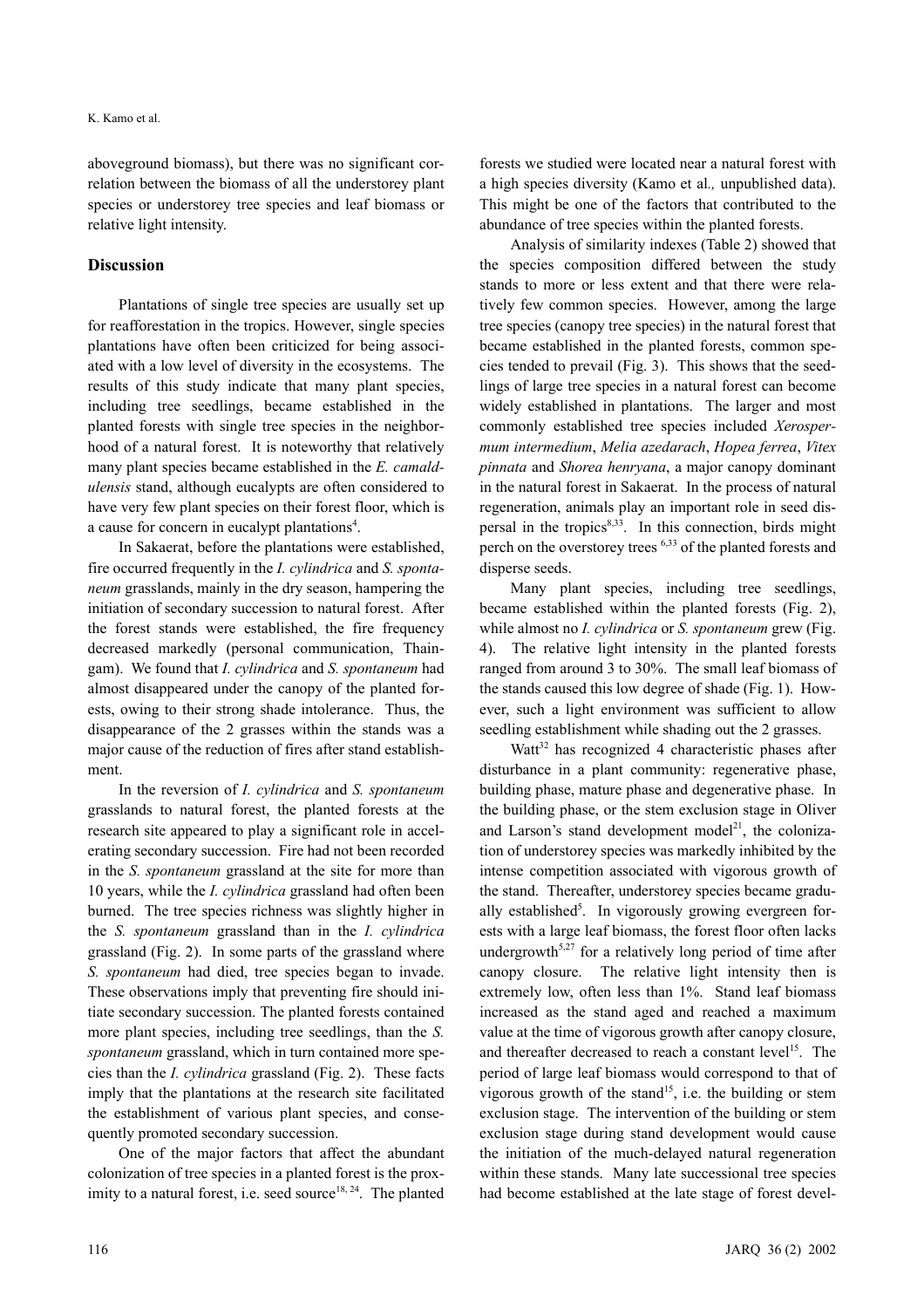aboveground biomass), but there was no significant correlation between the biomass of all the understorey plant species or understorey tree species and leaf biomass or relative light intensity.

## Discussion

Plantations of single tree species are usually set up for reafforestation in the tropics. However, single species plantations have often been criticized for being associated with a low level of diversity in the ecosystems. The results of this study indicate that many plant species, including tree seedlings, became established in the planted forests with single tree species in the neighborhood of a natural forest. It is noteworthy that relatively many plant species became established in the *E. camaldulensis* stand, although eucalypts are often considered to have very few plant species on their forest floor, which is a cause for concern in eucalypt plantations[4].

In Sakaerat, before the plantations were established, fire occurred frequently in the *I. cylindrica* and *S. spontaneum* grasslands, mainly in the dry season, hampering the initiation of secondary succession to natural forest. After the forest stands were established, the fire frequency decreased markedly (personal communication, Thaingam). We found that *I. cylindrica* and *S. spontaneum* had almost disappeared under the canopy of the planted forests, owing to their strong shade intolerance. Thus, the disappearance of the 2 grasses within the stands was a major cause of the reduction of fires after stand establishment.

In the reversion of *I. cylindrica* and *S. spontaneum* grasslands to natural forest, the planted forests at the research site appeared to play a significant role in accelerating secondary succession. Fire had not been recorded in the *S. spontaneum* grassland at the site for more than 10 years, while the *I. cylindrica* grassland had often been burned. The tree species richness was slightly higher in the *S. spontaneum* grassland than in the *I. cylindrica* grassland (Fig. 2). In some parts of the grassland where *S. spontaneum* had died, tree species began to invade. These observations imply that preventing fire should initiate secondary succession. The planted forests contained more plant species, including tree seedlings, than the *S. spontaneum* grassland, which in turn contained more species than the *I. cylindrica* grassland (Fig. 2). These facts imply that the plantations at the research site facilitated the establishment of various plant species, and consequently promoted secondary succession.

One of the major factors that affect the abundant colonization of tree species in a planted forest is the proximity to a natural forest, i.e. seed source[18, 24]. The planted forests we studied were located near a natural forest with a high species diversity (Kamo et al*.,* unpublished data). This might be one of the factors that contributed to the abundance of tree species within the planted forests.

Analysis of similarity indexes (Table 2) showed that the species composition differed between the study stands to more or less extent and that there were relatively few common species. However, among the large tree species (canopy tree species) in the natural forest that became established in the planted forests, common species tended to prevail (Fig. 3). This shows that the seedlings of large tree species in a natural forest can become widely established in plantations. The larger and most commonly established tree species included *Xerospermum intermedium*, *Melia azedarach*, *Hopea ferrea*, *Vitex pinnata* and *Shorea henryana*, a major canopy dominant in the natural forest in Sakaerat. In the process of natural regeneration, animals play an important role in seed dispersal in the tropics[8,33]. In this connection, birds might perch on the overstorey trees [6,33] of the planted forests and disperse seeds.

Many plant species, including tree seedlings, became established within the planted forests (Fig. 2), while almost no *I. cylindrica* or *S. spontaneum* grew (Fig. 4). The relative light intensity in the planted forests ranged from around 3 to 30%. The small leaf biomass of the stands caused this low degree of shade (Fig. 1). However, such a light environment was sufficient to allow seedling establishment while shading out the 2 grasses.

Watt[32] has recognized 4 characteristic phases after disturbance in a plant community: regenerative phase, building phase, mature phase and degenerative phase. In the building phase, or the stem exclusion stage in Oliver and Larson's stand development model[21], the colonization of understorey species was markedly inhibited by the intense competition associated with vigorous growth of the stand. Thereafter, understorey species became gradually established[5]. In vigorously growing evergreen forests with a large leaf biomass, the forest floor often lacks undergrowth[5,27] for a relatively long period of time after canopy closure. The relative light intensity then is extremely low, often less than 1%. Stand leaf biomass increased as the stand aged and reached a maximum value at the time of vigorous growth after canopy closure, and thereafter decreased to reach a constant level[15]. The period of large leaf biomass would correspond to that of vigorous growth of the stand[15], i.e. the building or stem exclusion stage. The intervention of the building or stem exclusion stage during stand development would cause the initiation of the much-delayed natural regeneration within these stands. Many late successional tree species had become established at the late stage of forest devel-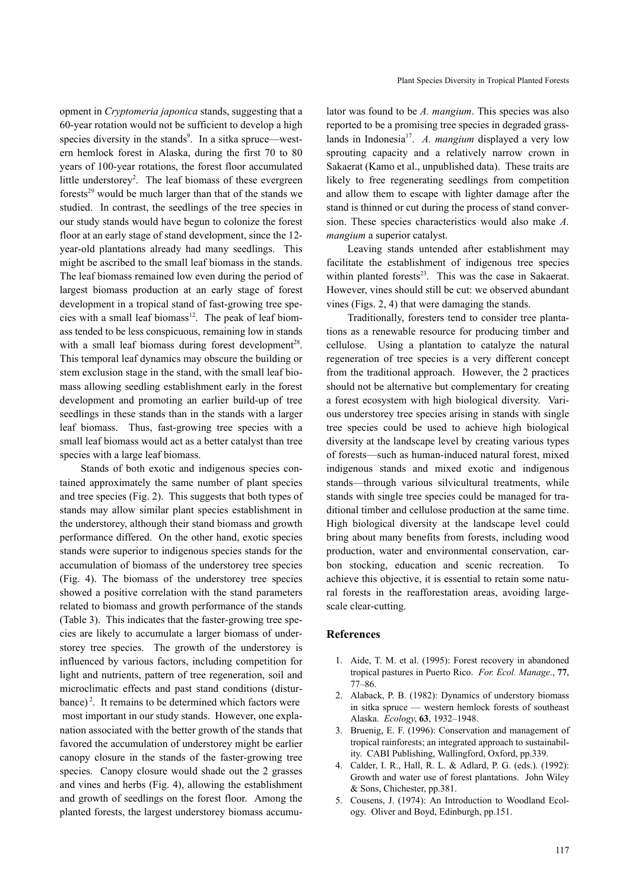opment in *Cryptomeria japonica* stands, suggesting that a 60-year rotation would not be sufficient to develop a high species diversity in the stands[9]. In a sitka spruce—western hemlock forest in Alaska, during the first 70 to 80 years of 100-year rotations, the forest floor accumulated little understorey[2]. The leaf biomass of these evergreen forests[29] would be much larger than that of the stands we studied. In contrast, the seedlings of the tree species in our study stands would have begun to colonize the forest floor at an early stage of stand development, since the 12-year-old plantations already had many seedlings. This might be ascribed to the small leaf biomass in the stands. The leaf biomass remained low even during the period of largest biomass production at an early stage of forest development in a tropical stand of fast-growing tree species with a small leaf biomass[12]. The peak of leaf biomass tended to be less conspicuous, remaining low in stands with a small leaf biomass during forest development[28]. This temporal leaf dynamics may obscure the building or stem exclusion stage in the stand, with the small leaf biomass allowing seedling establishment early in the forest development and promoting an earlier build-up of tree seedlings in these stands than in the stands with a larger leaf biomass. Thus, fast-growing tree species with a small leaf biomass would act as a better catalyst than tree species with a large leaf biomass.

Stands of both exotic and indigenous species contained approximately the same number of plant species and tree species (Fig. 2). This suggests that both types of stands may allow similar plant species establishment in the understorey, although their stand biomass and growth performance differed. On the other hand, exotic species stands were superior to indigenous species stands for the accumulation of biomass of the understorey tree species (Fig. 4). The biomass of the understorey tree species showed a positive correlation with the stand parameters related to biomass and growth performance of the stands (Table 3). This indicates that the faster-growing tree species are likely to accumulate a larger biomass of understorey tree species. The growth of the understorey is influenced by various factors, including competition for light and nutrients, pattern of tree regeneration, soil and microclimatic effects and past stand conditions (disturbance)[2]. It remains to be determined which factors were most important in our study stands. However, one explanation associated with the better growth of the stands that favored the accumulation of understorey might be earlier canopy closure in the stands of the faster-growing tree species. Canopy closure would shade out the 2 grasses and vines and herbs (Fig. 4), allowing the establishment and growth of seedlings on the forest floor. Among the planted forests, the largest understorey biomass accumulator was found to be *A. mangium*. This species was also reported to be a promising tree species in degraded grasslands in Indonesia[17]. *A. mangium* displayed a very low sprouting capacity and a relatively narrow crown in Sakaerat (Kamo et al., unpublished data). These traits are likely to free regenerating seedlings from competition and allow them to escape with lighter damage after the stand is thinned or cut during the process of stand conversion. These species characteristics would also make *A. mangium* a superior catalyst.

Leaving stands untended after establishment may facilitate the establishment of indigenous tree species within planted forests[23]. This was the case in Sakaerat. However, vines should still be cut: we observed abundant vines (Figs. 2, 4) that were damaging the stands.

Traditionally, foresters tend to consider tree plantations as a renewable resource for producing timber and cellulose. Using a plantation to catalyze the natural regeneration of tree species is a very different concept from the traditional approach. However, the 2 practices should not be alternative but complementary for creating a forest ecosystem with high biological diversity. Various understorey tree species arising in stands with single tree species could be used to achieve high biological diversity at the landscape level by creating various types of forests—such as human-induced natural forest, mixed indigenous stands and mixed exotic and indigenous stands—through various silvicultural treatments, while stands with single tree species could be managed for traditional timber and cellulose production at the same time. High biological diversity at the landscape level could bring about many benefits from forests, including wood production, water and environmental conservation, carbon stocking, education and scenic recreation. To achieve this objective, it is essential to retain some natural forests in the reafforestation areas, avoiding large-scale clear-cutting.

## References

1. Aide, T. M. et al. (1995): Forest recovery in abandoned tropical pastures in Puerto Rico. *For. Ecol. Manage.*, **77**, 77–86.
2. Alaback, P. B. (1982): Dynamics of understory biomass in sitka spruce — western hemlock forests of southeast Alaska. *Ecology*, **63**, 1932–1948.
3. Bruenig, E. F. (1996): Conservation and management of tropical rainforests; an integrated approach to sustainability. CABI Publishing, Wallingford, Oxford, pp.339.
4. Calder, I. R., Hall, R. L. & Adlard, P. G. (eds.). (1992): Growth and water use of forest plantations. John Wiley & Sons, Chichester, pp.381.
5. Cousens, J. (1974): An Introduction to Woodland Ecology. Oliver and Boyd, Edinburgh, pp.151.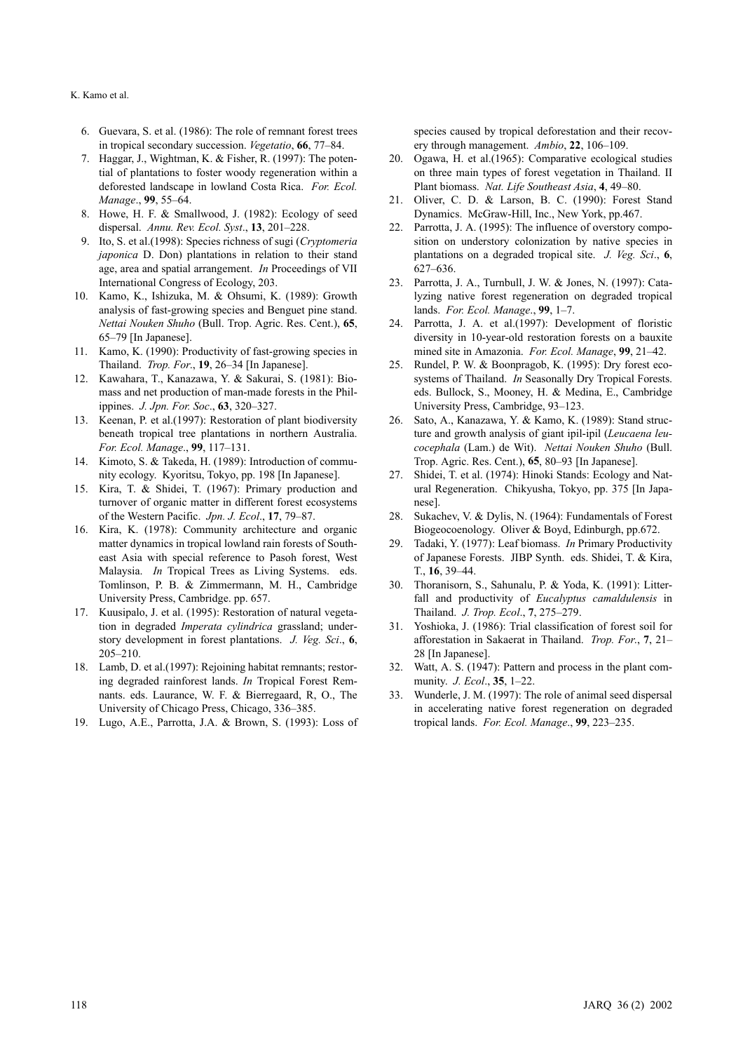6. Guevara, S. et al. (1986): The role of remnant forest trees in tropical secondary succession. *Vegetatio*, **66**, 77–84.
7. Haggar, J., Wightman, K. & Fisher, R. (1997): The potential of plantations to foster woody regeneration within a deforested landscape in lowland Costa Rica. *For. Ecol. Manage*., **99**, 55–64.
8. Howe, H. F. & Smallwood, J. (1982): Ecology of seed dispersal. *Annu. Rev. Ecol. Syst*., **13**, 201–228.
9. Ito, S. et al.(1998): Species richness of sugi (*Cryptomeria japonica* D. Don) plantations in relation to their stand age, area and spatial arrangement. *In* Proceedings of VII International Congress of Ecology, 203.
10. Kamo, K., Ishizuka, M. & Ohsumi, K. (1989): Growth analysis of fast-growing species and Benguet pine stand. *Nettai Nouken Shuho* (Bull. Trop. Agric. Res. Cent.), **65**, 65–79 [In Japanese].
11. Kamo, K. (1990): Productivity of fast-growing species in Thailand. *Trop. For*., **19**, 26–34 [In Japanese].
12. Kawahara, T., Kanazawa, Y. & Sakurai, S. (1981): Biomass and net production of man-made forests in the Philippines. *J. Jpn. For. Soc*., **63**, 320–327.
13. Keenan, P. et al.(1997): Restoration of plant biodiversity beneath tropical tree plantations in northern Australia. *For. Ecol. Manage*., **99**, 117–131.
14. Kimoto, S. & Takeda, H. (1989): Introduction of community ecology. Kyoritsu, Tokyo, pp. 198 [In Japanese].
15. Kira, T. & Shidei, T. (1967): Primary production and turnover of organic matter in different forest ecosystems of the Western Pacific. *Jpn. J. Ecol*., **17**, 79–87.
16. Kira, K. (1978): Community architecture and organic matter dynamics in tropical lowland rain forests of Southeast Asia with special reference to Pasoh forest, West Malaysia. *In* Tropical Trees as Living Systems. eds. Tomlinson, P. B. & Zimmermann, M. H., Cambridge University Press, Cambridge. pp. 657.
17. Kuusipalo, J. et al. (1995): Restoration of natural vegetation in degraded *Imperata cylindrica* grassland; understory development in forest plantations. *J. Veg. Sci*., **6**, 205–210.
18. Lamb, D. et al.(1997): Rejoining habitat remnants; restoring degraded rainforest lands. *In* Tropical Forest Remnants. eds. Laurance, W. F. & Bierregaard, R, O., The University of Chicago Press, Chicago, 336–385.
19. Lugo, A.E., Parrotta, J.A. & Brown, S. (1993): Loss of species caused by tropical deforestation and their recovery through management. *Ambio*, **22**, 106–109.
20. Ogawa, H. et al.(1965): Comparative ecological studies on three main types of forest vegetation in Thailand. II Plant biomass. *Nat. Life Southeast Asia*, **4**, 49–80.
21. Oliver, C. D. & Larson, B. C. (1990): Forest Stand Dynamics. McGraw-Hill, Inc., New York, pp.467.
22. Parrotta, J. A. (1995): The influence of overstory composition on understory colonization by native species in plantations on a degraded tropical site. *J. Veg. Sci*., **6**, 627–636.
23. Parrotta, J. A., Turnbull, J. W. & Jones, N. (1997): Catalyzing native forest regeneration on degraded tropical lands. *For. Ecol. Manage*., **99**, 1–7.
24. Parrotta, J. A. et al.(1997): Development of floristic diversity in 10-year-old restoration forests on a bauxite mined site in Amazonia. *For. Ecol. Manage*, **99**, 21–42.
25. Rundel, P. W. & Boonpragob, K. (1995): Dry forest ecosystems of Thailand. *In* Seasonally Dry Tropical Forests. eds. Bullock, S., Mooney, H. & Medina, E., Cambridge University Press, Cambridge, 93–123.
26. Sato, A., Kanazawa, Y. & Kamo, K. (1989): Stand structure and growth analysis of giant ipil-ipil (*Leucaena leucocephala* (Lam.) de Wit). *Nettai Nouken Shuho* (Bull. Trop. Agric. Res. Cent.), **65**, 80–93 [In Japanese].
27. Shidei, T. et al. (1974): Hinoki Stands: Ecology and Natural Regeneration. Chikyusha, Tokyo, pp. 375 [In Japanese].
28. Sukachev, V. & Dylis, N. (1964): Fundamentals of Forest Biogeocoenology. Oliver & Boyd, Edinburgh, pp.672.
29. Tadaki, Y. (1977): Leaf biomass. *In* Primary Productivity of Japanese Forests. JIBP Synth. eds. Shidei, T. & Kira, T., **16**, 39–44.
30. Thoranisorn, S., Sahunalu, P. & Yoda, K. (1991): Litterfall and productivity of *Eucalyptus camaldulensis* in Thailand. *J. Trop. Ecol*., **7**, 275–279.
31. Yoshioka, J. (1986): Trial classification of forest soil for afforestation in Sakaerat in Thailand. *Trop. For*., **7**, 21–28 [In Japanese].
32. Watt, A. S. (1947): Pattern and process in the plant community. *J. Ecol*., **35**, 1–22.
33. Wunderle, J. M. (1997): The role of animal seed dispersal in accelerating native forest regeneration on degraded tropical lands. *For. Ecol. Manage*., **99**, 223–235.